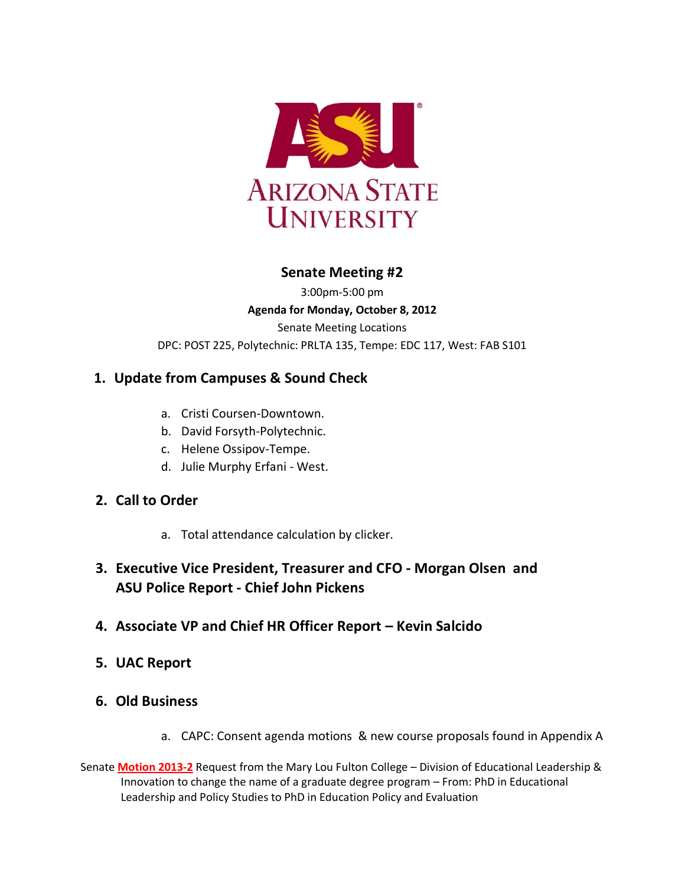ARIZONA STATE UNIVERSITY

## Senate Meeting #2

3:00pm-5:00 pm

**Agenda for Monday, October 8, 2012**

Senate Meeting Locations

DPC: POST 225, Polytechnic: PRLTA 135, Tempe: EDC 117, West: FAB S101

### 1. Update from Campuses & Sound Check

a. Cristi Coursen-Downtown.
b. David Forsyth-Polytechnic.
c. Helene Ossipov-Tempe.
d. Julie Murphy Erfani - West.

### 2. Call to Order

a. Total attendance calculation by clicker.

### 3. Executive Vice President, Treasurer and CFO - Morgan Olsen and ASU Police Report - Chief John Pickens

### 4. Associate VP and Chief HR Officer Report – Kevin Salcido

### 5. UAC Report

### 6. Old Business

a. CAPC: Consent agenda motions & new course proposals found in Appendix A

Senate **Motion 2013-2** Request from the Mary Lou Fulton College – Division of Educational Leadership & Innovation to change the name of a graduate degree program – From: PhD in Educational Leadership and Policy Studies to PhD in Education Policy and Evaluation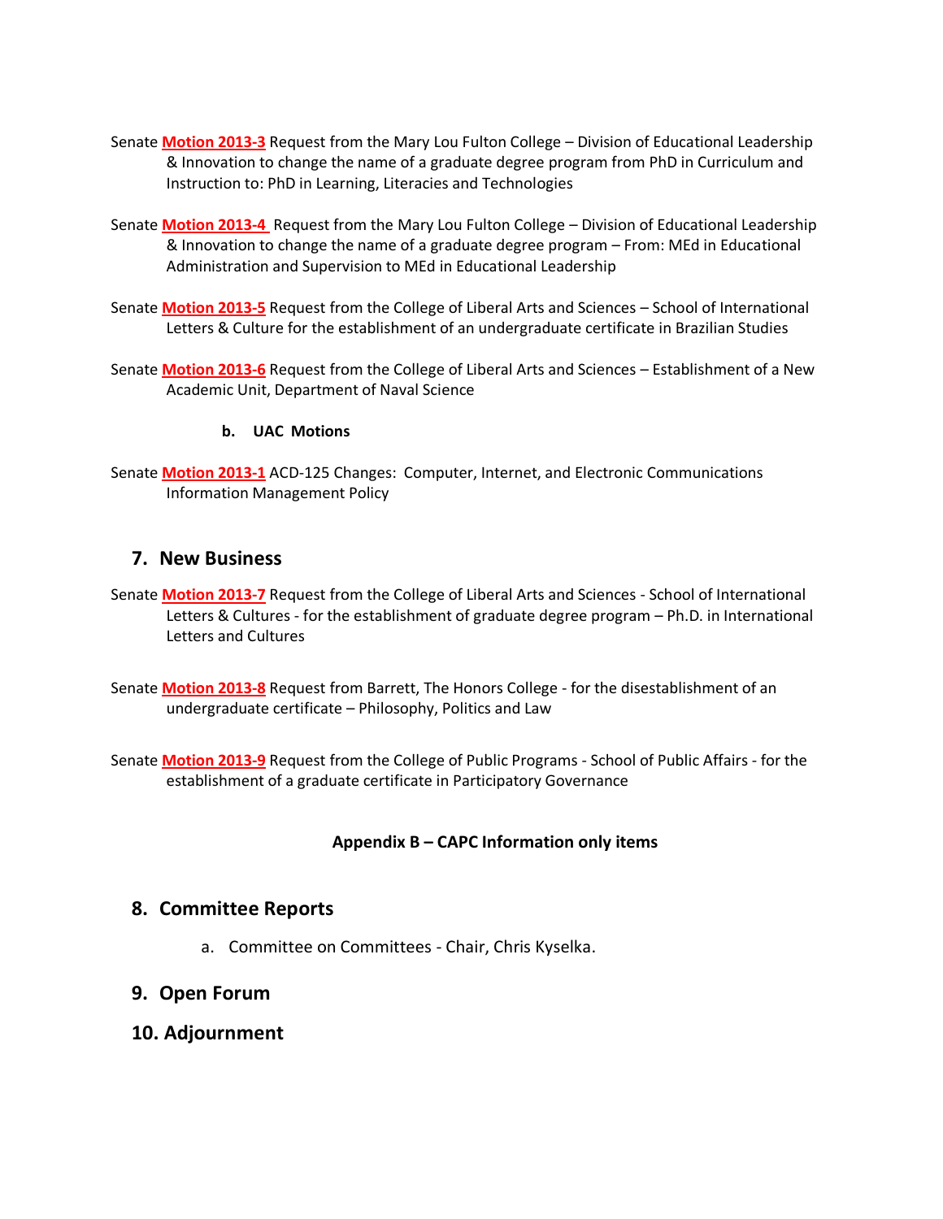Senate **Motion 2013-3** Request from the Mary Lou Fulton College – Division of Educational Leadership & Innovation to change the name of a graduate degree program from PhD in Curriculum and Instruction to: PhD in Learning, Literacies and Technologies

Senate **Motion 2013-4** Request from the Mary Lou Fulton College – Division of Educational Leadership & Innovation to change the name of a graduate degree program – From: MEd in Educational Administration and Supervision to MEd in Educational Leadership

Senate **Motion 2013-5** Request from the College of Liberal Arts and Sciences – School of International Letters & Culture for the establishment of an undergraduate certificate in Brazilian Studies

Senate **Motion 2013-6** Request from the College of Liberal Arts and Sciences – Establishment of a New Academic Unit, Department of Naval Science

**b. UAC Motions**

Senate **Motion 2013-1** ACD-125 Changes: Computer, Internet, and Electronic Communications Information Management Policy

## 7. New Business

Senate **Motion 2013-7** Request from the College of Liberal Arts and Sciences - School of International Letters & Cultures - for the establishment of graduate degree program – Ph.D. in International Letters and Cultures

Senate **Motion 2013-8** Request from Barrett, The Honors College - for the disestablishment of an undergraduate certificate – Philosophy, Politics and Law

Senate **Motion 2013-9** Request from the College of Public Programs - School of Public Affairs - for the establishment of a graduate certificate in Participatory Governance

**Appendix B – CAPC Information only items**

## 8. Committee Reports

a. Committee on Committees - Chair, Chris Kyselka.

## 9. Open Forum

## 10. Adjournment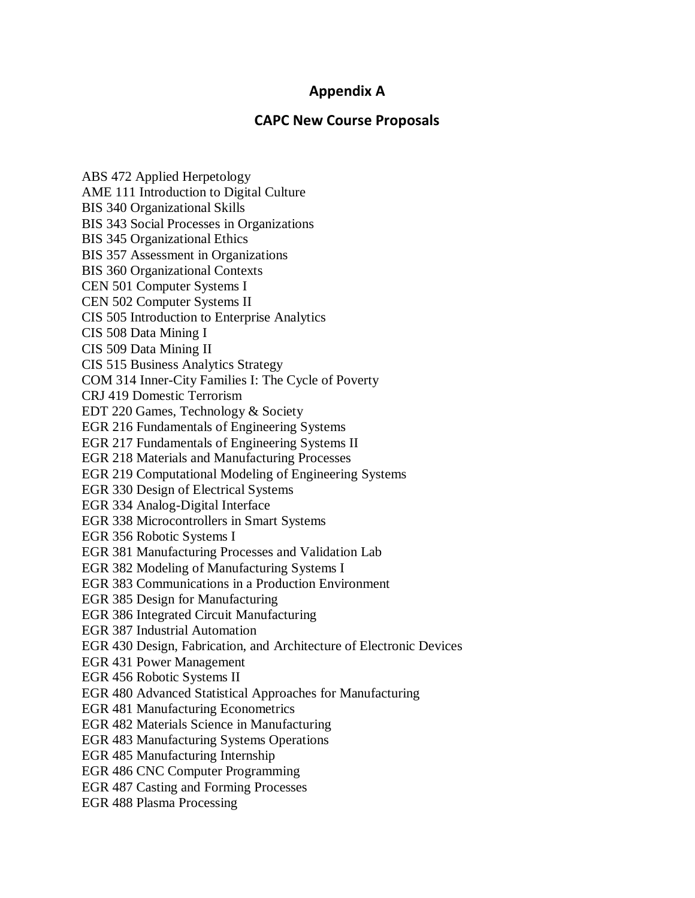# Appendix A

## CAPC New Course Proposals

ABS 472 Applied Herpetology
AME 111 Introduction to Digital Culture
BIS 340 Organizational Skills
BIS 343 Social Processes in Organizations
BIS 345 Organizational Ethics
BIS 357 Assessment in Organizations
BIS 360 Organizational Contexts
CEN 501 Computer Systems I
CEN 502 Computer Systems II
CIS 505 Introduction to Enterprise Analytics
CIS 508 Data Mining I
CIS 509 Data Mining II
CIS 515 Business Analytics Strategy
COM 314 Inner-City Families I: The Cycle of Poverty
CRJ 419 Domestic Terrorism
EDT 220 Games, Technology & Society
EGR 216 Fundamentals of Engineering Systems
EGR 217 Fundamentals of Engineering Systems II
EGR 218 Materials and Manufacturing Processes
EGR 219 Computational Modeling of Engineering Systems
EGR 330 Design of Electrical Systems
EGR 334 Analog-Digital Interface
EGR 338 Microcontrollers in Smart Systems
EGR 356 Robotic Systems I
EGR 381 Manufacturing Processes and Validation Lab
EGR 382 Modeling of Manufacturing Systems I
EGR 383 Communications in a Production Environment
EGR 385 Design for Manufacturing
EGR 386 Integrated Circuit Manufacturing
EGR 387 Industrial Automation
EGR 430 Design, Fabrication, and Architecture of Electronic Devices
EGR 431 Power Management
EGR 456 Robotic Systems II
EGR 480 Advanced Statistical Approaches for Manufacturing
EGR 481 Manufacturing Econometrics
EGR 482 Materials Science in Manufacturing
EGR 483 Manufacturing Systems Operations
EGR 485 Manufacturing Internship
EGR 486 CNC Computer Programming
EGR 487 Casting and Forming Processes
EGR 488 Plasma Processing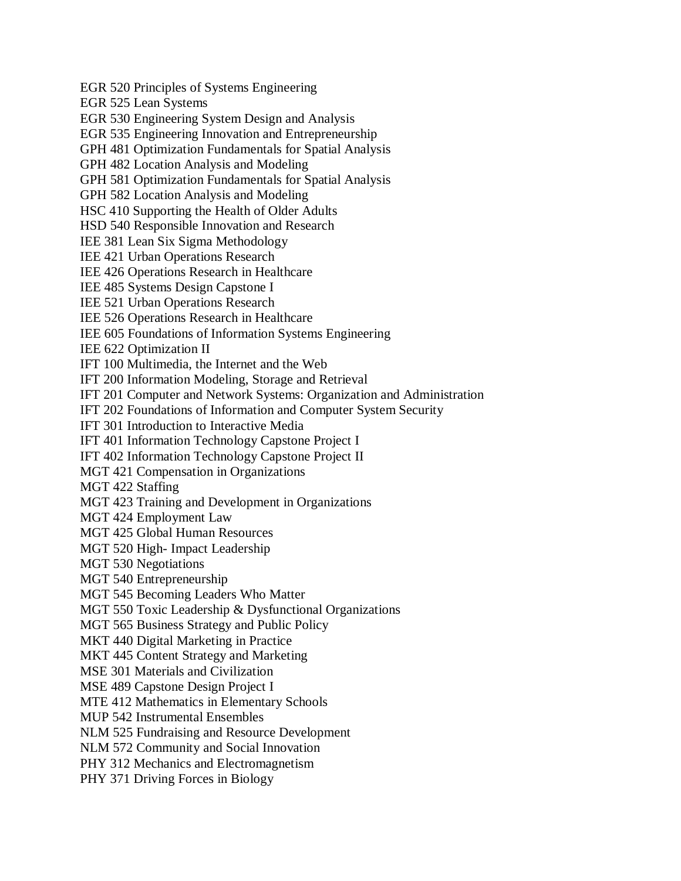EGR 520 Principles of Systems Engineering
EGR 525 Lean Systems
EGR 530 Engineering System Design and Analysis
EGR 535 Engineering Innovation and Entrepreneurship
GPH 481 Optimization Fundamentals for Spatial Analysis
GPH 482 Location Analysis and Modeling
GPH 581 Optimization Fundamentals for Spatial Analysis
GPH 582 Location Analysis and Modeling
HSC 410 Supporting the Health of Older Adults
HSD 540 Responsible Innovation and Research
IEE 381 Lean Six Sigma Methodology
IEE 421 Urban Operations Research
IEE 426 Operations Research in Healthcare
IEE 485 Systems Design Capstone I
IEE 521 Urban Operations Research
IEE 526 Operations Research in Healthcare
IEE 605 Foundations of Information Systems Engineering
IEE 622 Optimization II
IFT 100 Multimedia, the Internet and the Web
IFT 200 Information Modeling, Storage and Retrieval
IFT 201 Computer and Network Systems: Organization and Administration
IFT 202 Foundations of Information and Computer System Security
IFT 301 Introduction to Interactive Media
IFT 401 Information Technology Capstone Project I
IFT 402 Information Technology Capstone Project II
MGT 421 Compensation in Organizations
MGT 422 Staffing
MGT 423 Training and Development in Organizations
MGT 424 Employment Law
MGT 425 Global Human Resources
MGT 520 High- Impact Leadership
MGT 530 Negotiations
MGT 540 Entrepreneurship
MGT 545 Becoming Leaders Who Matter
MGT 550 Toxic Leadership & Dysfunctional Organizations
MGT 565 Business Strategy and Public Policy
MKT 440 Digital Marketing in Practice
MKT 445 Content Strategy and Marketing
MSE 301 Materials and Civilization
MSE 489 Capstone Design Project I
MTE 412 Mathematics in Elementary Schools
MUP 542 Instrumental Ensembles
NLM 525 Fundraising and Resource Development
NLM 572 Community and Social Innovation
PHY 312 Mechanics and Electromagnetism
PHY 371 Driving Forces in Biology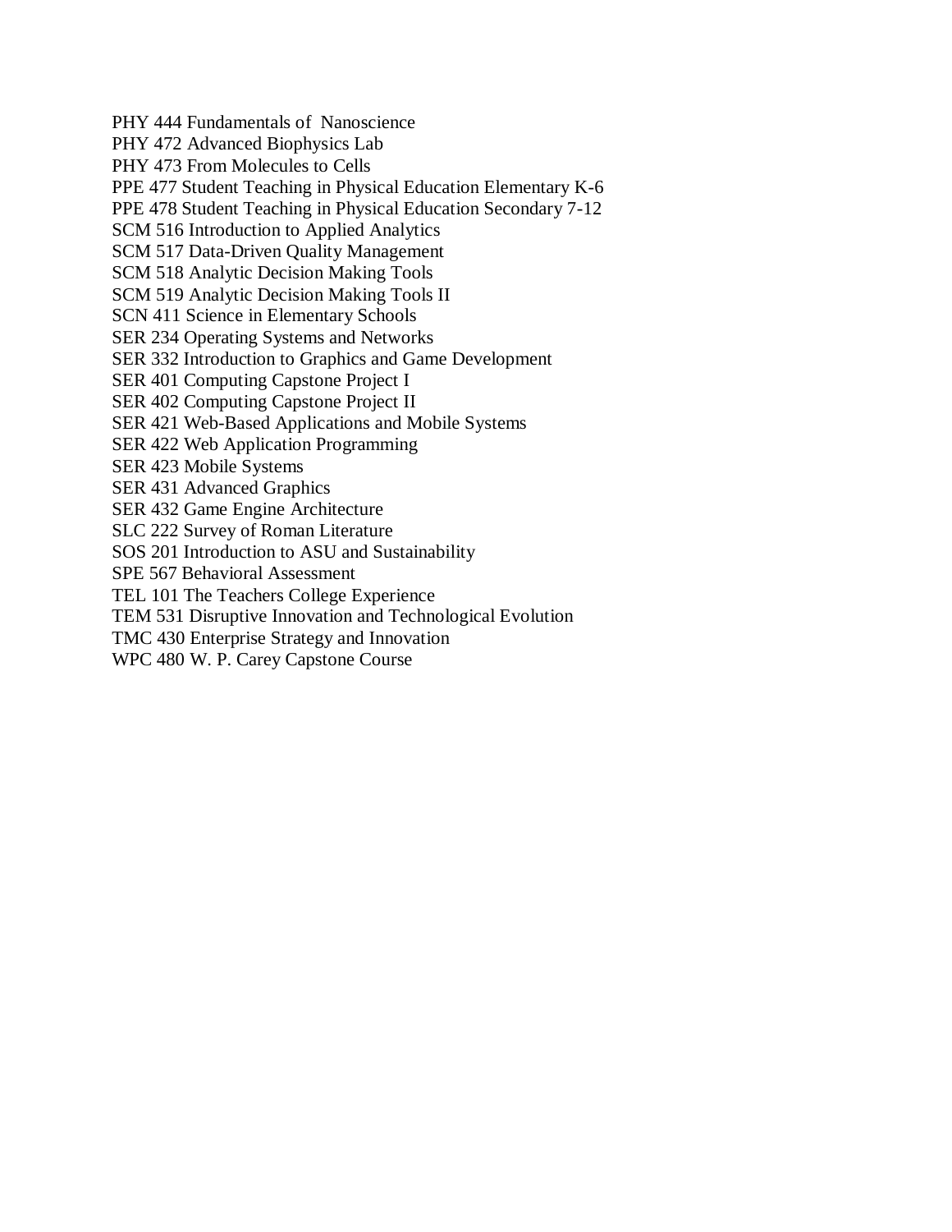PHY 444 Fundamentals of Nanoscience
PHY 472 Advanced Biophysics Lab
PHY 473 From Molecules to Cells
PPE 477 Student Teaching in Physical Education Elementary K-6
PPE 478 Student Teaching in Physical Education Secondary 7-12
SCM 516 Introduction to Applied Analytics
SCM 517 Data-Driven Quality Management
SCM 518 Analytic Decision Making Tools
SCM 519 Analytic Decision Making Tools II
SCN 411 Science in Elementary Schools
SER 234 Operating Systems and Networks
SER 332 Introduction to Graphics and Game Development
SER 401 Computing Capstone Project I
SER 402 Computing Capstone Project II
SER 421 Web-Based Applications and Mobile Systems
SER 422 Web Application Programming
SER 423 Mobile Systems
SER 431 Advanced Graphics
SER 432 Game Engine Architecture
SLC 222 Survey of Roman Literature
SOS 201 Introduction to ASU and Sustainability
SPE 567 Behavioral Assessment
TEL 101 The Teachers College Experience
TEM 531 Disruptive Innovation and Technological Evolution
TMC 430 Enterprise Strategy and Innovation
WPC 480 W. P. Carey Capstone Course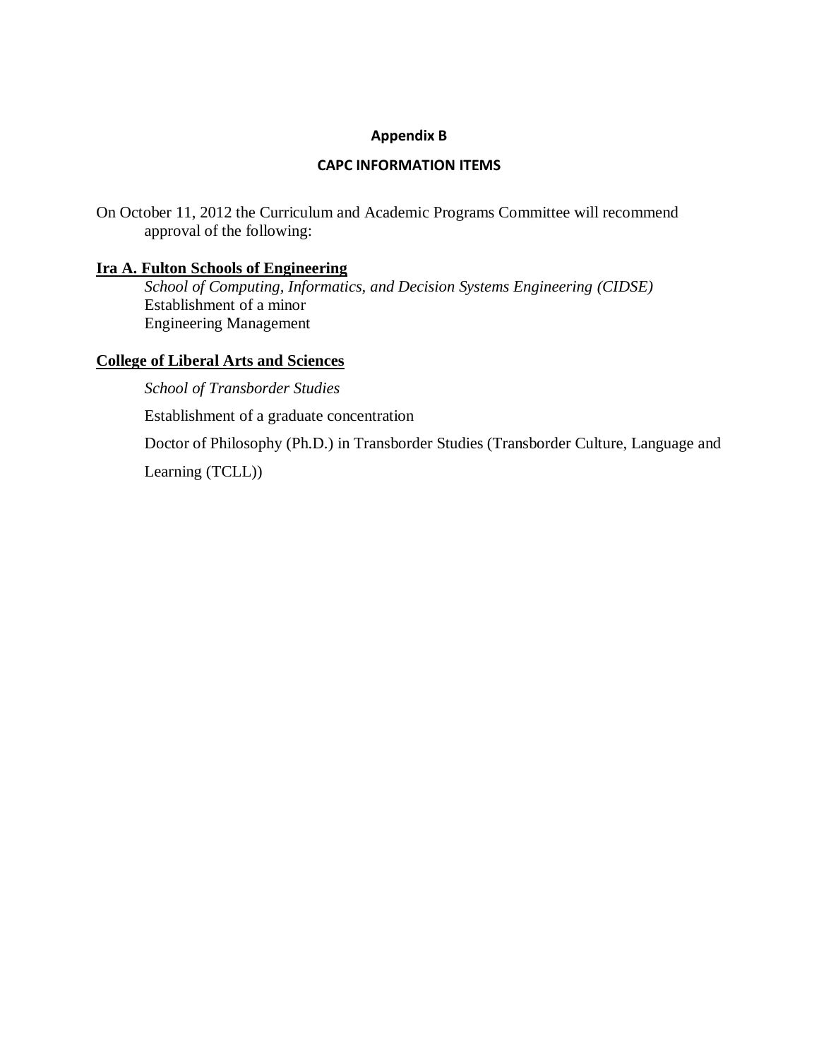## Appendix B

### CAPC INFORMATION ITEMS

On October 11, 2012 the Curriculum and Academic Programs Committee will recommend approval of the following:

**Ira A. Fulton Schools of Engineering**

*School of Computing, Informatics, and Decision Systems Engineering (CIDSE)*
Establishment of a minor
Engineering Management

**College of Liberal Arts and Sciences**

*School of Transborder Studies*

Establishment of a graduate concentration

Doctor of Philosophy (Ph.D.) in Transborder Studies (Transborder Culture, Language and Learning (TCLL))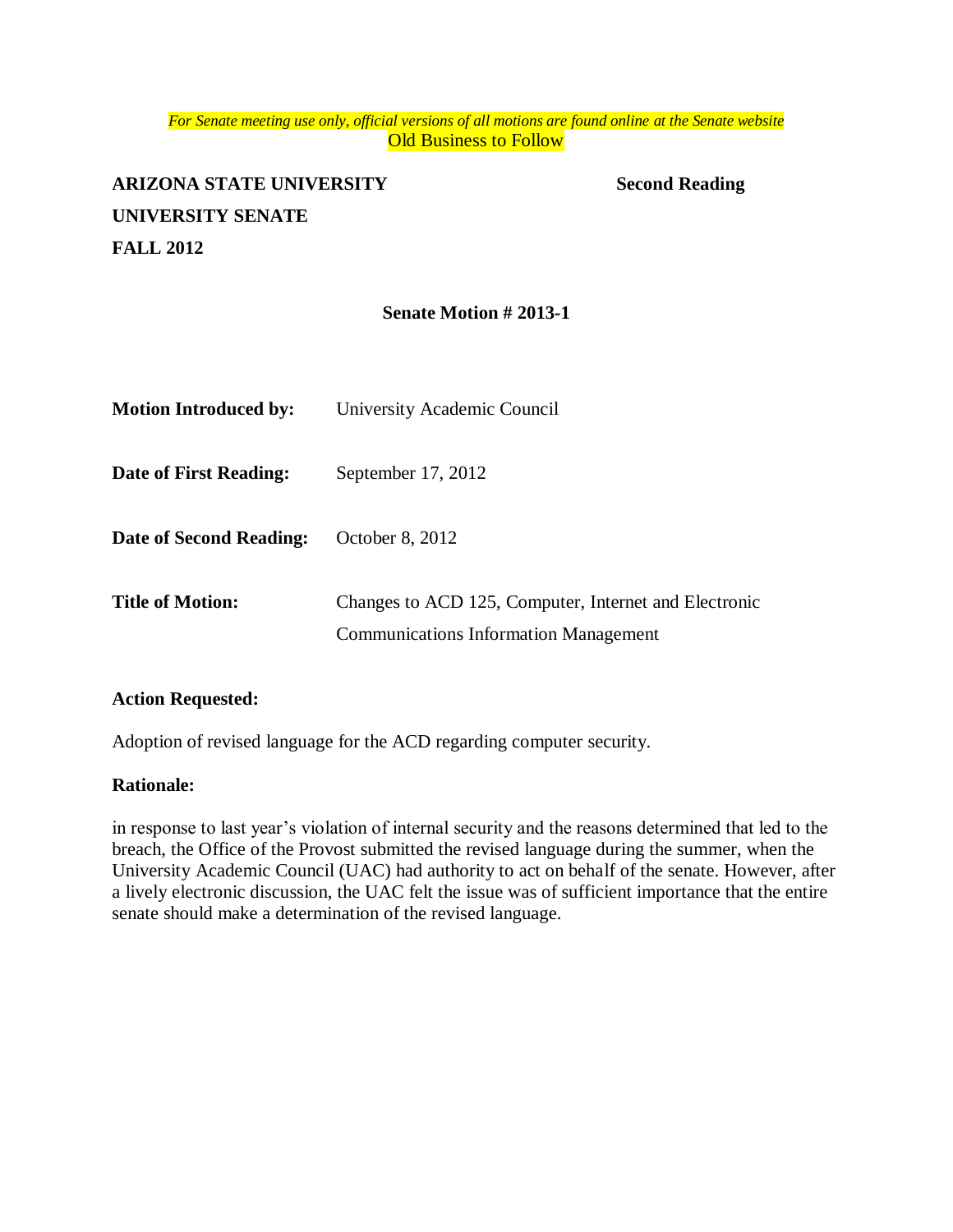*For Senate meeting use only, official versions of all motions are found online at the Senate website*

Old Business to Follow

**ARIZONA STATE UNIVERSITY** **Second Reading**

**UNIVERSITY SENATE**

**FALL 2012**

**Senate Motion # 2013-1**

| | |
|---|---|
| **Motion Introduced by:** | University Academic Council |
| **Date of First Reading:** | September 17, 2012 |
| **Date of Second Reading:** | October 8, 2012 |
| **Title of Motion:** | Changes to ACD 125, Computer, Internet and Electronic Communications Information Management |

**Action Requested:**

Adoption of revised language for the ACD regarding computer security.

**Rationale:**

in response to last year's violation of internal security and the reasons determined that led to the breach, the Office of the Provost submitted the revised language during the summer, when the University Academic Council (UAC) had authority to act on behalf of the senate. However, after a lively electronic discussion, the UAC felt the issue was of sufficient importance that the entire senate should make a determination of the revised language.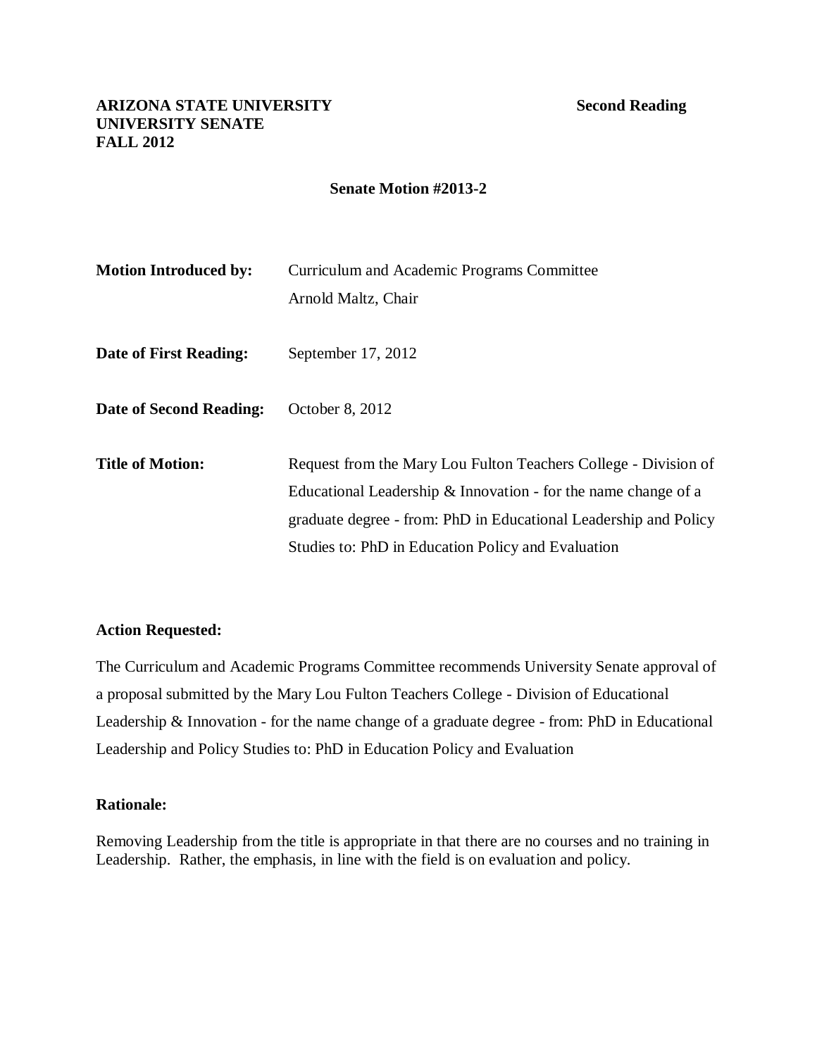**ARIZONA STATE UNIVERSITY**
**UNIVERSITY SENATE**
**FALL 2012**

**Second Reading**

**Senate Motion #2013-2**

| | |
|---|---|
| **Motion Introduced by:** | Curriculum and Academic Programs Committee<br>Arnold Maltz, Chair |
| **Date of First Reading:** | September 17, 2012 |
| **Date of Second Reading:** | October 8, 2012 |
| **Title of Motion:** | Request from the Mary Lou Fulton Teachers College - Division of Educational Leadership & Innovation - for the name change of a graduate degree - from: PhD in Educational Leadership and Policy Studies to: PhD in Education Policy and Evaluation |

**Action Requested:**

The Curriculum and Academic Programs Committee recommends University Senate approval of a proposal submitted by the Mary Lou Fulton Teachers College - Division of Educational Leadership & Innovation - for the name change of a graduate degree - from: PhD in Educational Leadership and Policy Studies to: PhD in Education Policy and Evaluation

**Rationale:**

Removing Leadership from the title is appropriate in that there are no courses and no training in Leadership. Rather, the emphasis, in line with the field is on evaluation and policy.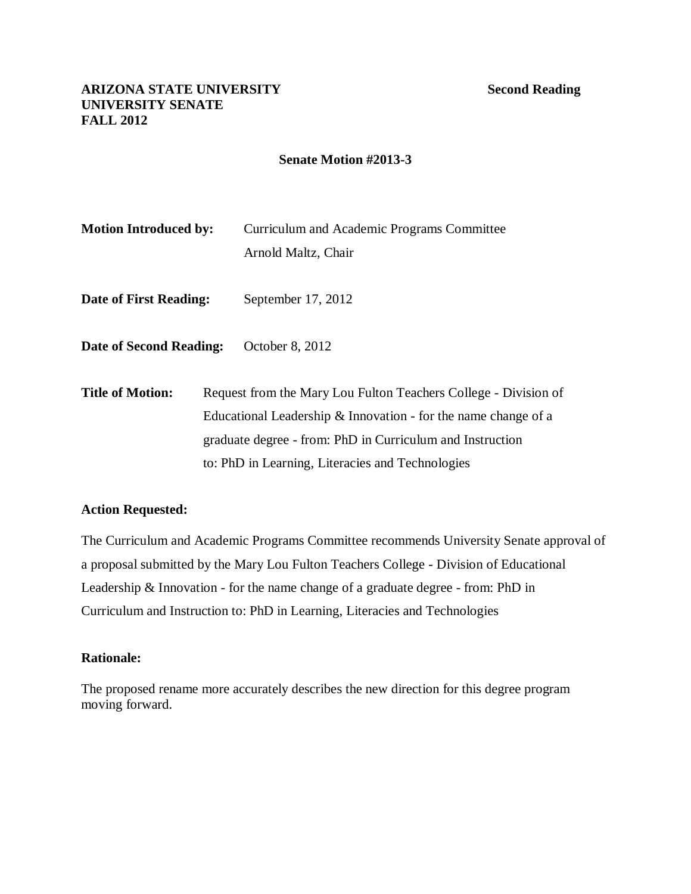**ARIZONA STATE UNIVERSITY** **Second Reading**
**UNIVERSITY SENATE**
**FALL 2012**

**Senate Motion #2013-3**

**Motion Introduced by:** Curriculum and Academic Programs Committee
Arnold Maltz, Chair

**Date of First Reading:** September 17, 2012

**Date of Second Reading:** October 8, 2012

**Title of Motion:** Request from the Mary Lou Fulton Teachers College - Division of Educational Leadership & Innovation - for the name change of a graduate degree - from: PhD in Curriculum and Instruction to: PhD in Learning, Literacies and Technologies

**Action Requested:**

The Curriculum and Academic Programs Committee recommends University Senate approval of a proposal submitted by the Mary Lou Fulton Teachers College - Division of Educational Leadership & Innovation - for the name change of a graduate degree - from: PhD in Curriculum and Instruction to: PhD in Learning, Literacies and Technologies

**Rationale:**

The proposed rename more accurately describes the new direction for this degree program moving forward.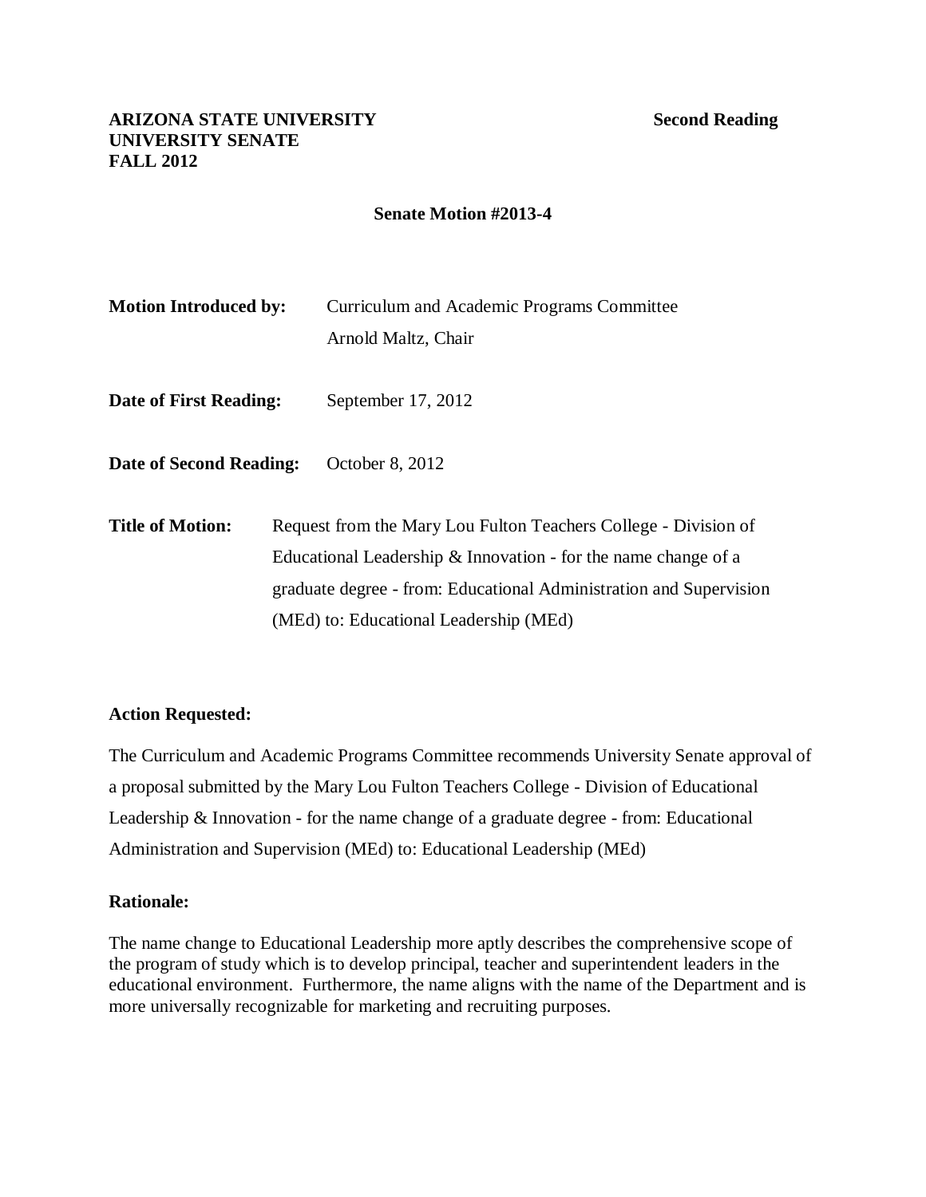**ARIZONA STATE UNIVERSITY** **Second Reading**
**UNIVERSITY SENATE**
**FALL 2012**

**Senate Motion #2013-4**

**Motion Introduced by:** Curriculum and Academic Programs Committee
Arnold Maltz, Chair

**Date of First Reading:** September 17, 2012

**Date of Second Reading:** October 8, 2012

**Title of Motion:** Request from the Mary Lou Fulton Teachers College - Division of Educational Leadership & Innovation - for the name change of a graduate degree - from: Educational Administration and Supervision (MEd) to: Educational Leadership (MEd)

**Action Requested:**

The Curriculum and Academic Programs Committee recommends University Senate approval of a proposal submitted by the Mary Lou Fulton Teachers College - Division of Educational Leadership & Innovation - for the name change of a graduate degree - from: Educational Administration and Supervision (MEd) to: Educational Leadership (MEd)

**Rationale:**

The name change to Educational Leadership more aptly describes the comprehensive scope of the program of study which is to develop principal, teacher and superintendent leaders in the educational environment. Furthermore, the name aligns with the name of the Department and is more universally recognizable for marketing and recruiting purposes.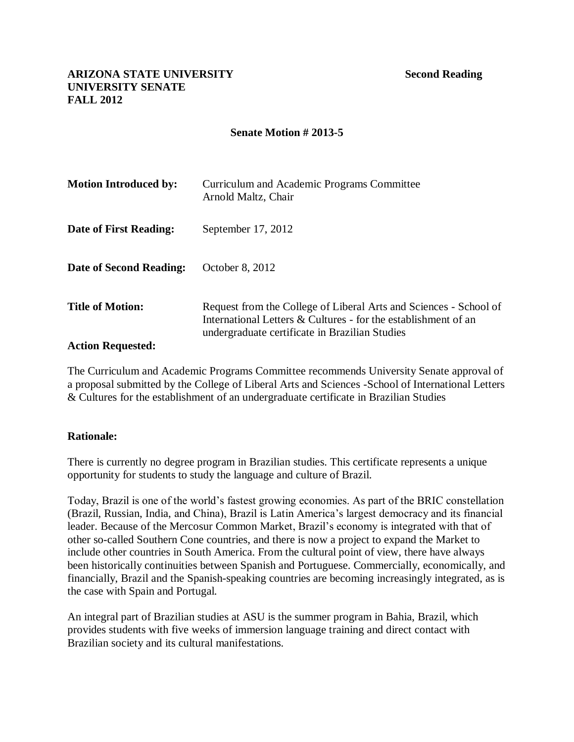**ARIZONA STATE UNIVERSITY** **Second Reading**
**UNIVERSITY SENATE**
**FALL 2012**

**Senate Motion # 2013-5**

| | |
|---|---|
| **Motion Introduced by:** | Curriculum and Academic Programs Committee<br>Arnold Maltz, Chair |
| **Date of First Reading:** | September 17, 2012 |
| **Date of Second Reading:** | October 8, 2012 |
| **Title of Motion:** | Request from the College of Liberal Arts and Sciences - School of International Letters & Cultures - for the establishment of an undergraduate certificate in Brazilian Studies |

**Action Requested:**

The Curriculum and Academic Programs Committee recommends University Senate approval of a proposal submitted by the College of Liberal Arts and Sciences -School of International Letters & Cultures for the establishment of an undergraduate certificate in Brazilian Studies

**Rationale:**

There is currently no degree program in Brazilian studies. This certificate represents a unique opportunity for students to study the language and culture of Brazil.

Today, Brazil is one of the world's fastest growing economies. As part of the BRIC constellation (Brazil, Russian, India, and China), Brazil is Latin America's largest democracy and its financial leader. Because of the Mercosur Common Market, Brazil's economy is integrated with that of other so-called Southern Cone countries, and there is now a project to expand the Market to include other countries in South America. From the cultural point of view, there have always been historically continuities between Spanish and Portuguese. Commercially, economically, and financially, Brazil and the Spanish-speaking countries are becoming increasingly integrated, as is the case with Spain and Portugal.

An integral part of Brazilian studies at ASU is the summer program in Bahia, Brazil, which provides students with five weeks of immersion language training and direct contact with Brazilian society and its cultural manifestations.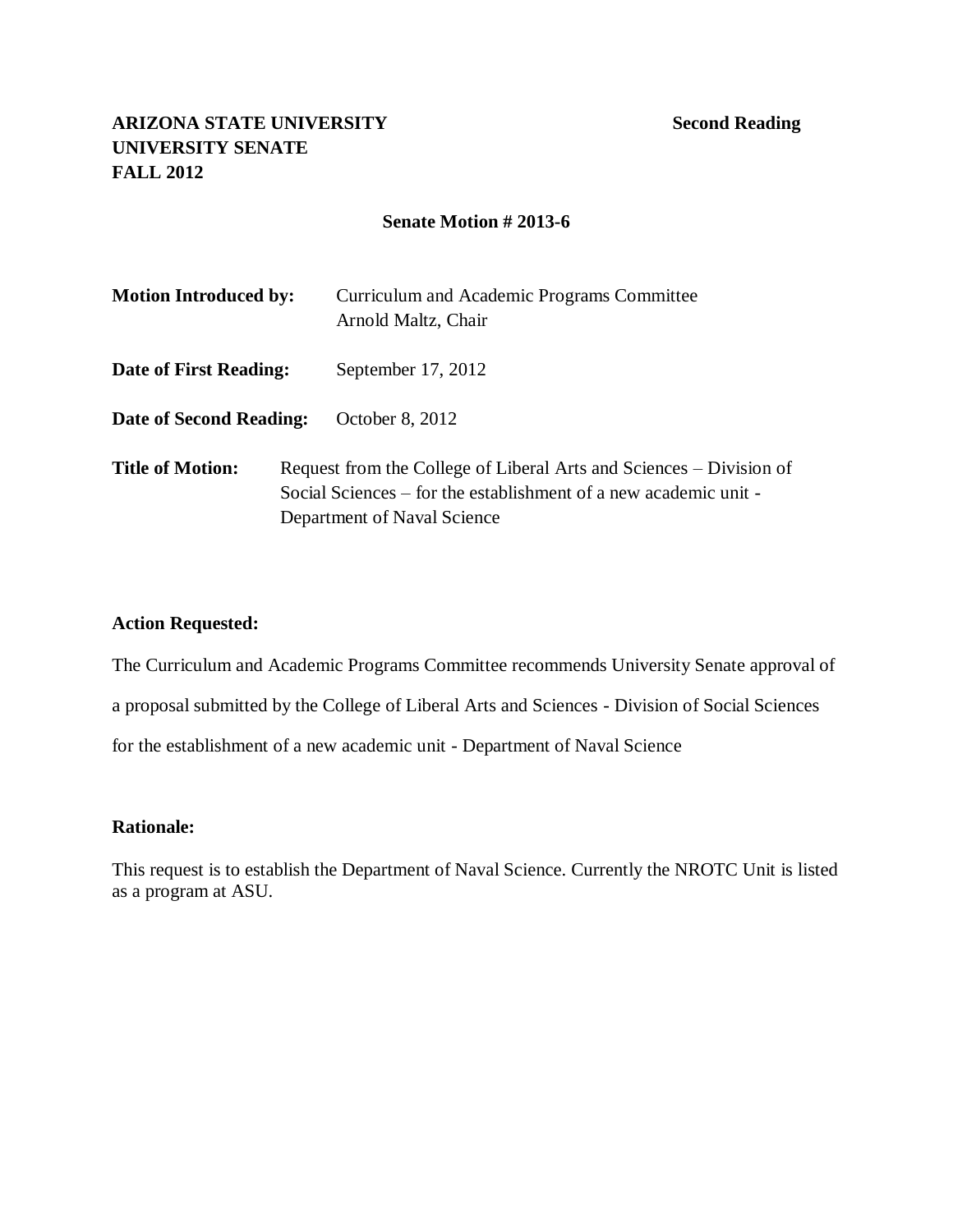**ARIZONA STATE UNIVERSITY** **Second Reading**
**UNIVERSITY SENATE**
**FALL 2012**

**Senate Motion # 2013-6**

**Motion Introduced by:** Curriculum and Academic Programs Committee
Arnold Maltz, Chair

**Date of First Reading:** September 17, 2012

**Date of Second Reading:** October 8, 2012

**Title of Motion:** Request from the College of Liberal Arts and Sciences – Division of Social Sciences – for the establishment of a new academic unit - Department of Naval Science

**Action Requested:**

The Curriculum and Academic Programs Committee recommends University Senate approval of a proposal submitted by the College of Liberal Arts and Sciences - Division of Social Sciences for the establishment of a new academic unit - Department of Naval Science

**Rationale:**

This request is to establish the Department of Naval Science. Currently the NROTC Unit is listed as a program at ASU.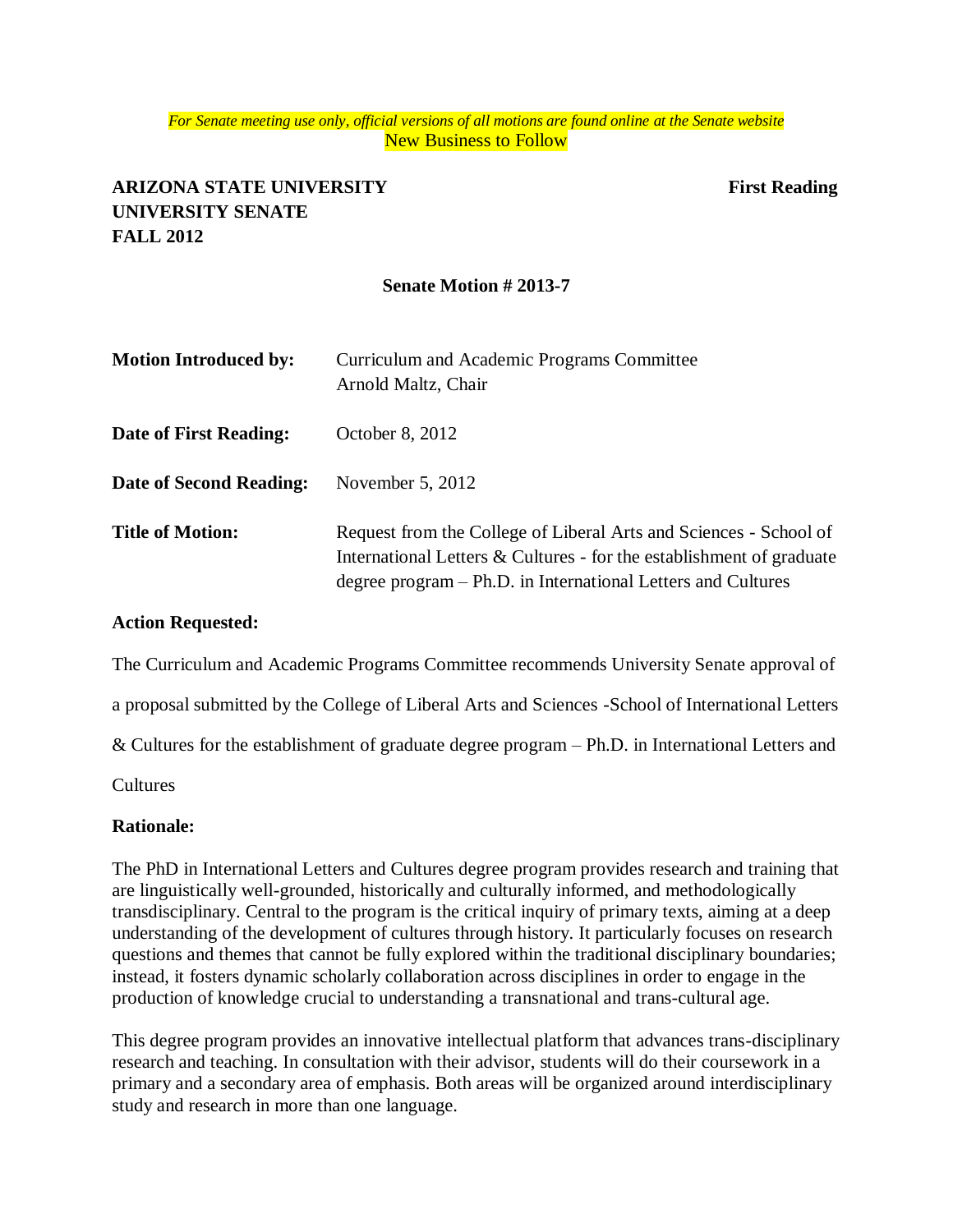*For Senate meeting use only, official versions of all motions are found online at the Senate website*

New Business to Follow

**ARIZONA STATE UNIVERSITY**
**UNIVERSITY SENATE**
**FALL 2012**

**First Reading**

**Senate Motion # 2013-7**

**Motion Introduced by:** Curriculum and Academic Programs Committee
Arnold Maltz, Chair

**Date of First Reading:** October 8, 2012

**Date of Second Reading:** November 5, 2012

**Title of Motion:** Request from the College of Liberal Arts and Sciences - School of International Letters & Cultures - for the establishment of graduate degree program – Ph.D. in International Letters and Cultures

**Action Requested:**

The Curriculum and Academic Programs Committee recommends University Senate approval of a proposal submitted by the College of Liberal Arts and Sciences -School of International Letters & Cultures for the establishment of graduate degree program – Ph.D. in International Letters and Cultures

**Rationale:**

The PhD in International Letters and Cultures degree program provides research and training that are linguistically well-grounded, historically and culturally informed, and methodologically transdisciplinary. Central to the program is the critical inquiry of primary texts, aiming at a deep understanding of the development of cultures through history. It particularly focuses on research questions and themes that cannot be fully explored within the traditional disciplinary boundaries; instead, it fosters dynamic scholarly collaboration across disciplines in order to engage in the production of knowledge crucial to understanding a transnational and trans-cultural age.

This degree program provides an innovative intellectual platform that advances trans-disciplinary research and teaching. In consultation with their advisor, students will do their coursework in a primary and a secondary area of emphasis. Both areas will be organized around interdisciplinary study and research in more than one language.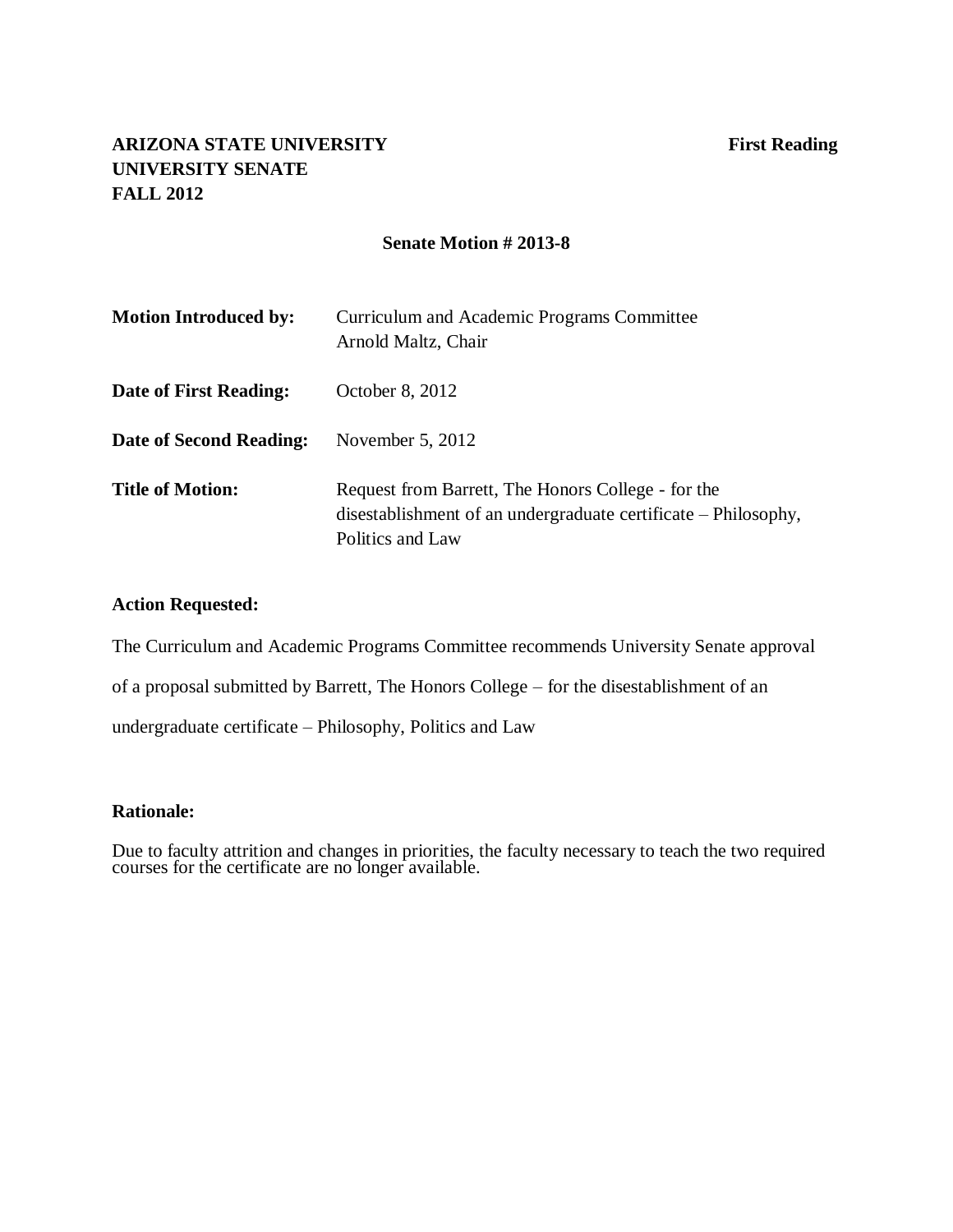**ARIZONA STATE UNIVERSITY** **First Reading**
**UNIVERSITY SENATE**
**FALL 2012**

**Senate Motion # 2013-8**

| | |
|---|---|
| **Motion Introduced by:** | Curriculum and Academic Programs Committee<br>Arnold Maltz, Chair |
| **Date of First Reading:** | October 8, 2012 |
| **Date of Second Reading:** | November 5, 2012 |
| **Title of Motion:** | Request from Barrett, The Honors College - for the disestablishment of an undergraduate certificate – Philosophy, Politics and Law |

**Action Requested:**

The Curriculum and Academic Programs Committee recommends University Senate approval of a proposal submitted by Barrett, The Honors College – for the disestablishment of an undergraduate certificate – Philosophy, Politics and Law

**Rationale:**

Due to faculty attrition and changes in priorities, the faculty necessary to teach the two required courses for the certificate are no longer available.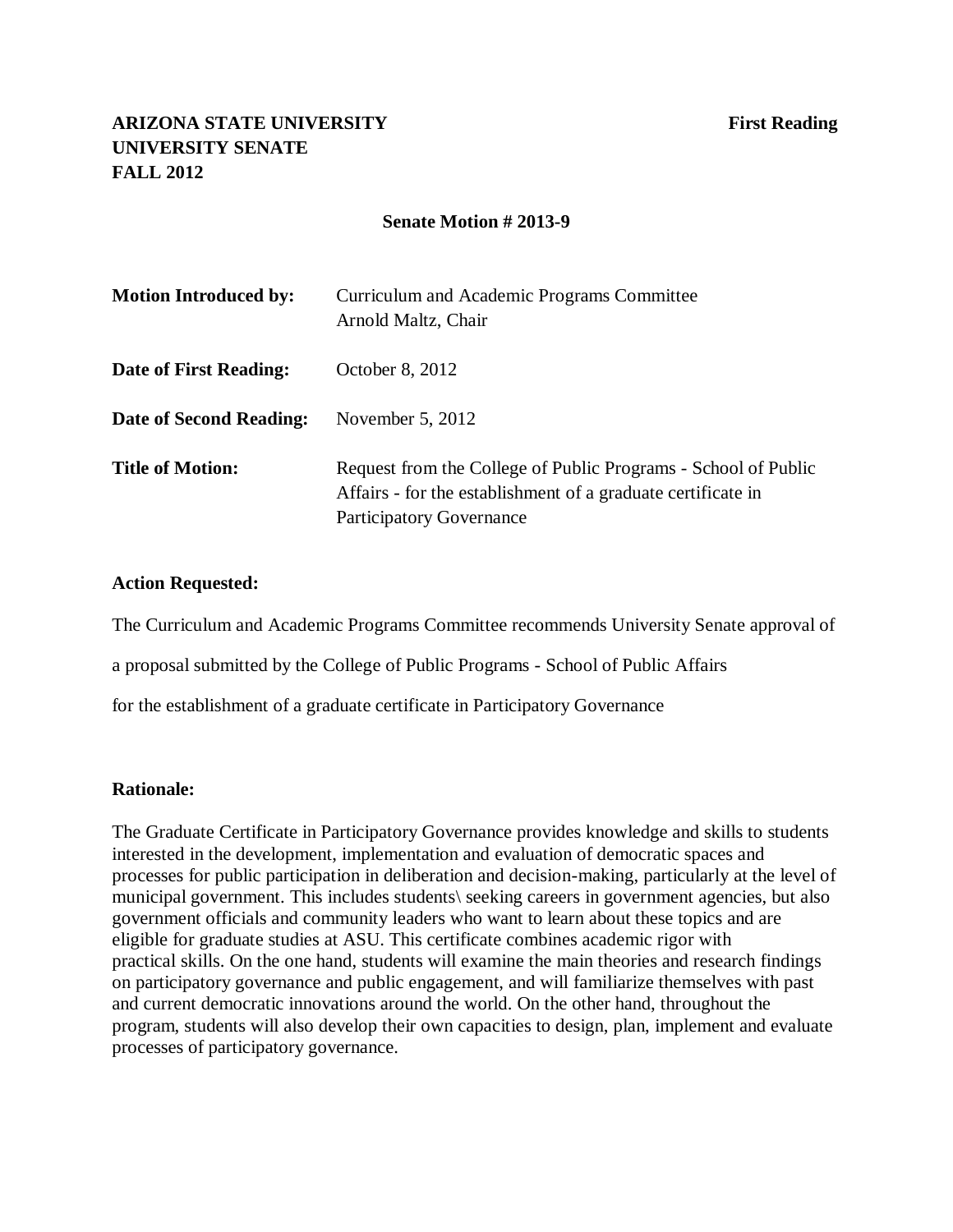**ARIZONA STATE UNIVERSITY** **First Reading**
**UNIVERSITY SENATE**
**FALL 2012**

**Senate Motion # 2013-9**

| | |
|---|---|
| **Motion Introduced by:** | Curriculum and Academic Programs Committee<br>Arnold Maltz, Chair |
| **Date of First Reading:** | October 8, 2012 |
| **Date of Second Reading:** | November 5, 2012 |
| **Title of Motion:** | Request from the College of Public Programs - School of Public Affairs - for the establishment of a graduate certificate in Participatory Governance |

**Action Requested:**

The Curriculum and Academic Programs Committee recommends University Senate approval of a proposal submitted by the College of Public Programs - School of Public Affairs for the establishment of a graduate certificate in Participatory Governance

**Rationale:**

The Graduate Certificate in Participatory Governance provides knowledge and skills to students interested in the development, implementation and evaluation of democratic spaces and processes for public participation in deliberation and decision-making, particularly at the level of municipal government. This includes students\ seeking careers in government agencies, but also government officials and community leaders who want to learn about these topics and are eligible for graduate studies at ASU. This certificate combines academic rigor with practical skills. On the one hand, students will examine the main theories and research findings on participatory governance and public engagement, and will familiarize themselves with past and current democratic innovations around the world. On the other hand, throughout the program, students will also develop their own capacities to design, plan, implement and evaluate processes of participatory governance.